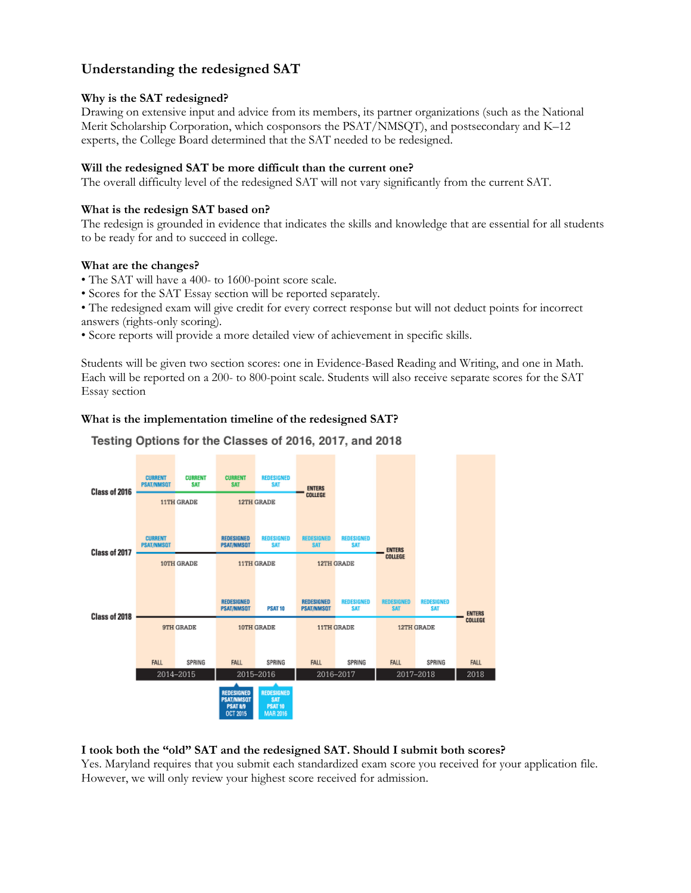## Understanding the redesigned SAT

**Why is the SAT redesigned?**
Drawing on extensive input and advice from its members, its partner organizations (such as the National Merit Scholarship Corporation, which cosponsors the PSAT/NMSQT), and postsecondary and K–12 experts, the College Board determined that the SAT needed to be redesigned.

**Will the redesigned SAT be more difficult than the current one?**
The overall difficulty level of the redesigned SAT will not vary significantly from the current SAT.

**What is the redesign SAT based on?**
The redesign is grounded in evidence that indicates the skills and knowledge that are essential for all students to be ready for and to succeed in college.

**What are the changes?**

- The SAT will have a 400- to 1600-point score scale.
- Scores for the SAT Essay section will be reported separately.
- The redesigned exam will give credit for every correct response but will not deduct points for incorrect answers (rights-only scoring).
- Score reports will provide a more detailed view of achievement in specific skills.

Students will be given two section scores: one in Evidence-Based Reading and Writing, and one in Math. Each will be reported on a 200- to 800-point scale. Students will also receive separate scores for the SAT Essay section

**What is the implementation timeline of the redesigned SAT?**

**Testing Options for the Classes of 2016, 2017, and 2018**

| | 2014–2015 Fall | 2014–2015 Spring | 2015–2016 Fall | 2015–2016 Spring | 2016–2017 Fall | 2016–2017 Spring | 2017–2018 Fall | 2017–2018 Spring | 2018 Fall |
|---|---|---|---|---|---|---|---|---|---|
| Class of 2016 | Current PSAT/NMSQT (11th grade) | Current SAT | Current SAT (12th grade) | Redesigned SAT | Enters college | | | | |
| Class of 2017 | Current PSAT/NMSQT (10th grade) | | Redesigned PSAT/NMSQT (11th grade) | Redesigned SAT | Redesigned SAT (12th grade) | Redesigned SAT | Enters college | | |
| Class of 2018 | (9th grade) | | Redesigned PSAT/NMSQT (10th grade) | PSAT 10 | Redesigned PSAT/NMSQT (11th grade) | Redesigned SAT | Redesigned SAT (12th grade) | Redesigned SAT | Enters college |

Redesigned PSAT/NMSQT, PSAT 8/9: Oct 2015
Redesigned SAT, PSAT 10: Mar 2016

**I took both the "old" SAT and the redesigned SAT. Should I submit both scores?**
Yes. Maryland requires that you submit each standardized exam score you received for your application file. However, we will only review your highest score received for admission.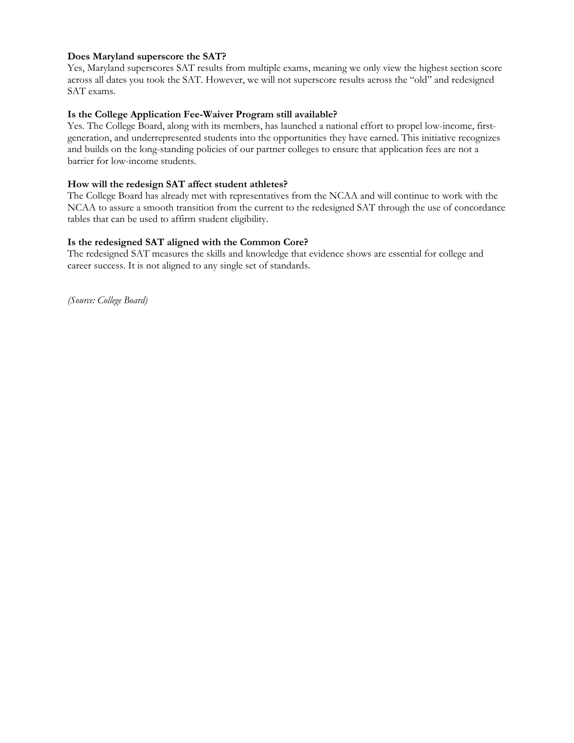**Does Maryland superscore the SAT?**
Yes, Maryland superscores SAT results from multiple exams, meaning we only view the highest section score across all dates you took the SAT. However, we will not superscore results across the "old" and redesigned SAT exams.

**Is the College Application Fee-Waiver Program still available?**
Yes. The College Board, along with its members, has launched a national effort to propel low-income, first-generation, and underrepresented students into the opportunities they have earned. This initiative recognizes and builds on the long-standing policies of our partner colleges to ensure that application fees are not a barrier for low-income students.

**How will the redesign SAT affect student athletes?**
The College Board has already met with representatives from the NCAA and will continue to work with the NCAA to assure a smooth transition from the current to the redesigned SAT through the use of concordance tables that can be used to affirm student eligibility.

**Is the redesigned SAT aligned with the Common Core?**
The redesigned SAT measures the skills and knowledge that evidence shows are essential for college and career success. It is not aligned to any single set of standards.

*(Source: College Board)*